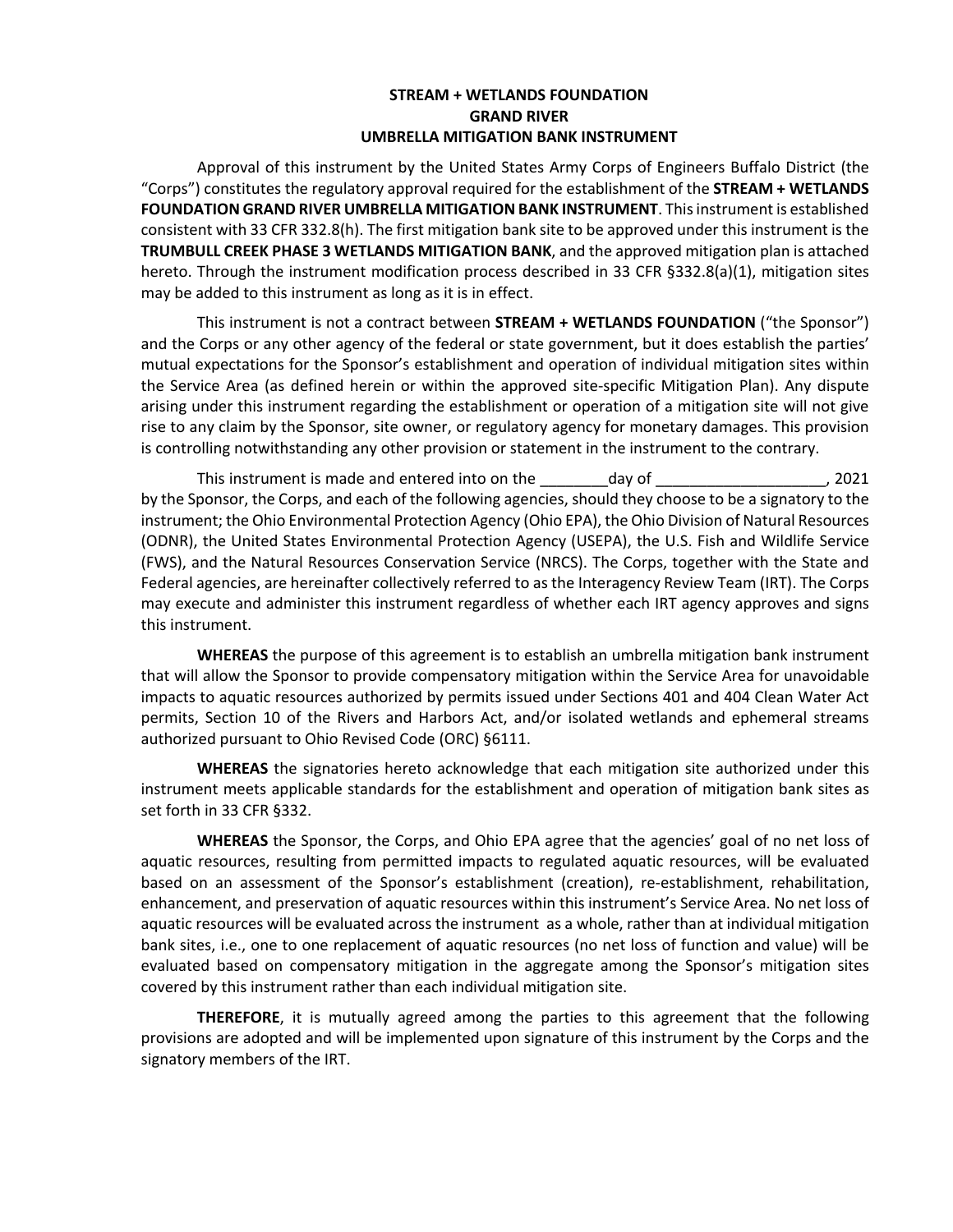**STREAM + WETLANDS FOUNDATION**
**GRAND RIVER**
**UMBRELLA MITIGATION BANK INSTRUMENT**

Approval of this instrument by the United States Army Corps of Engineers Buffalo District (the "Corps") constitutes the regulatory approval required for the establishment of the **STREAM + WETLANDS FOUNDATION GRAND RIVER UMBRELLA MITIGATION BANK INSTRUMENT**. This instrument is established consistent with 33 CFR 332.8(h). The first mitigation bank site to be approved under this instrument is the **TRUMBULL CREEK PHASE 3 WETLANDS MITIGATION BANK**, and the approved mitigation plan is attached hereto. Through the instrument modification process described in 33 CFR §332.8(a)(1), mitigation sites may be added to this instrument as long as it is in effect.

This instrument is not a contract between **STREAM + WETLANDS FOUNDATION** ("the Sponsor") and the Corps or any other agency of the federal or state government, but it does establish the parties' mutual expectations for the Sponsor's establishment and operation of individual mitigation sites within the Service Area (as defined herein or within the approved site-specific Mitigation Plan). Any dispute arising under this instrument regarding the establishment or operation of a mitigation site will not give rise to any claim by the Sponsor, site owner, or regulatory agency for monetary damages. This provision is controlling notwithstanding any other provision or statement in the instrument to the contrary.

This instrument is made and entered into on the ________day of ____________________, 2021 by the Sponsor, the Corps, and each of the following agencies, should they choose to be a signatory to the instrument; the Ohio Environmental Protection Agency (Ohio EPA), the Ohio Division of Natural Resources (ODNR), the United States Environmental Protection Agency (USEPA), the U.S. Fish and Wildlife Service (FWS), and the Natural Resources Conservation Service (NRCS). The Corps, together with the State and Federal agencies, are hereinafter collectively referred to as the Interagency Review Team (IRT). The Corps may execute and administer this instrument regardless of whether each IRT agency approves and signs this instrument.

**WHEREAS** the purpose of this agreement is to establish an umbrella mitigation bank instrument that will allow the Sponsor to provide compensatory mitigation within the Service Area for unavoidable impacts to aquatic resources authorized by permits issued under Sections 401 and 404 Clean Water Act permits, Section 10 of the Rivers and Harbors Act, and/or isolated wetlands and ephemeral streams authorized pursuant to Ohio Revised Code (ORC) §6111.

**WHEREAS** the signatories hereto acknowledge that each mitigation site authorized under this instrument meets applicable standards for the establishment and operation of mitigation bank sites as set forth in 33 CFR §332.

**WHEREAS** the Sponsor, the Corps, and Ohio EPA agree that the agencies' goal of no net loss of aquatic resources, resulting from permitted impacts to regulated aquatic resources, will be evaluated based on an assessment of the Sponsor's establishment (creation), re-establishment, rehabilitation, enhancement, and preservation of aquatic resources within this instrument's Service Area. No net loss of aquatic resources will be evaluated across the instrument as a whole, rather than at individual mitigation bank sites, i.e., one to one replacement of aquatic resources (no net loss of function and value) will be evaluated based on compensatory mitigation in the aggregate among the Sponsor's mitigation sites covered by this instrument rather than each individual mitigation site.

**THEREFORE**, it is mutually agreed among the parties to this agreement that the following provisions are adopted and will be implemented upon signature of this instrument by the Corps and the signatory members of the IRT.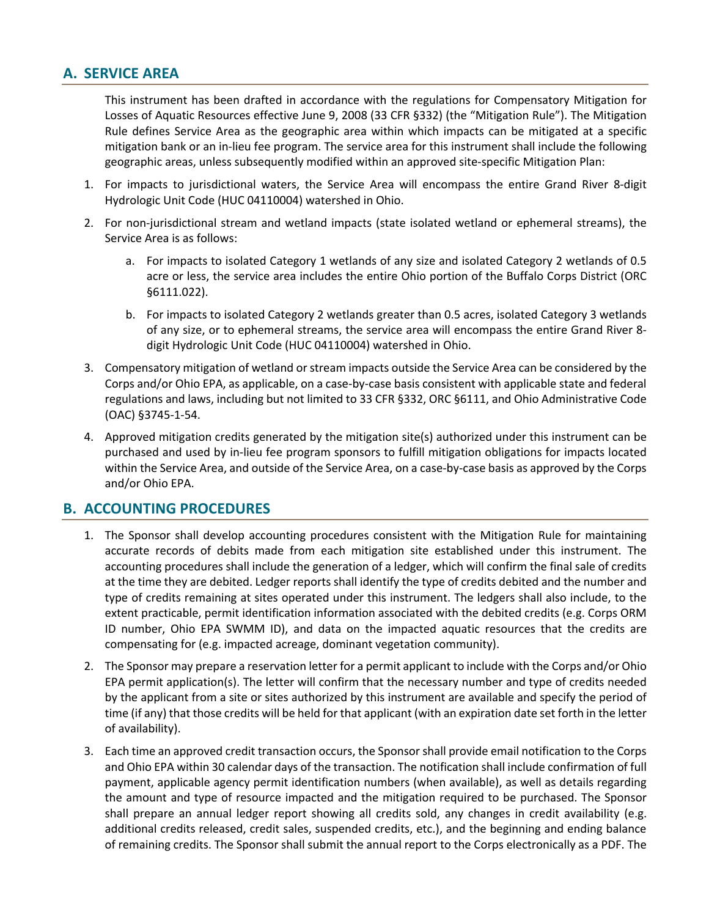## A. SERVICE AREA

This instrument has been drafted in accordance with the regulations for Compensatory Mitigation for Losses of Aquatic Resources effective June 9, 2008 (33 CFR §332) (the "Mitigation Rule"). The Mitigation Rule defines Service Area as the geographic area within which impacts can be mitigated at a specific mitigation bank or an in-lieu fee program. The service area for this instrument shall include the following geographic areas, unless subsequently modified within an approved site-specific Mitigation Plan:

1. For impacts to jurisdictional waters, the Service Area will encompass the entire Grand River 8-digit Hydrologic Unit Code (HUC 04110004) watershed in Ohio.
2. For non-jurisdictional stream and wetland impacts (state isolated wetland or ephemeral streams), the Service Area is as follows:
    a. For impacts to isolated Category 1 wetlands of any size and isolated Category 2 wetlands of 0.5 acre or less, the service area includes the entire Ohio portion of the Buffalo Corps District (ORC §6111.022).
    b. For impacts to isolated Category 2 wetlands greater than 0.5 acres, isolated Category 3 wetlands of any size, or to ephemeral streams, the service area will encompass the entire Grand River 8-digit Hydrologic Unit Code (HUC 04110004) watershed in Ohio.
3. Compensatory mitigation of wetland or stream impacts outside the Service Area can be considered by the Corps and/or Ohio EPA, as applicable, on a case-by-case basis consistent with applicable state and federal regulations and laws, including but not limited to 33 CFR §332, ORC §6111, and Ohio Administrative Code (OAC) §3745-1-54.
4. Approved mitigation credits generated by the mitigation site(s) authorized under this instrument can be purchased and used by in-lieu fee program sponsors to fulfill mitigation obligations for impacts located within the Service Area, and outside of the Service Area, on a case-by-case basis as approved by the Corps and/or Ohio EPA.

## B. ACCOUNTING PROCEDURES

1. The Sponsor shall develop accounting procedures consistent with the Mitigation Rule for maintaining accurate records of debits made from each mitigation site established under this instrument. The accounting procedures shall include the generation of a ledger, which will confirm the final sale of credits at the time they are debited. Ledger reports shall identify the type of credits debited and the number and type of credits remaining at sites operated under this instrument. The ledgers shall also include, to the extent practicable, permit identification information associated with the debited credits (e.g. Corps ORM ID number, Ohio EPA SWMM ID), and data on the impacted aquatic resources that the credits are compensating for (e.g. impacted acreage, dominant vegetation community).
2. The Sponsor may prepare a reservation letter for a permit applicant to include with the Corps and/or Ohio EPA permit application(s). The letter will confirm that the necessary number and type of credits needed by the applicant from a site or sites authorized by this instrument are available and specify the period of time (if any) that those credits will be held for that applicant (with an expiration date set forth in the letter of availability).
3. Each time an approved credit transaction occurs, the Sponsor shall provide email notification to the Corps and Ohio EPA within 30 calendar days of the transaction. The notification shall include confirmation of full payment, applicable agency permit identification numbers (when available), as well as details regarding the amount and type of resource impacted and the mitigation required to be purchased. The Sponsor shall prepare an annual ledger report showing all credits sold, any changes in credit availability (e.g. additional credits released, credit sales, suspended credits, etc.), and the beginning and ending balance of remaining credits. The Sponsor shall submit the annual report to the Corps electronically as a PDF. The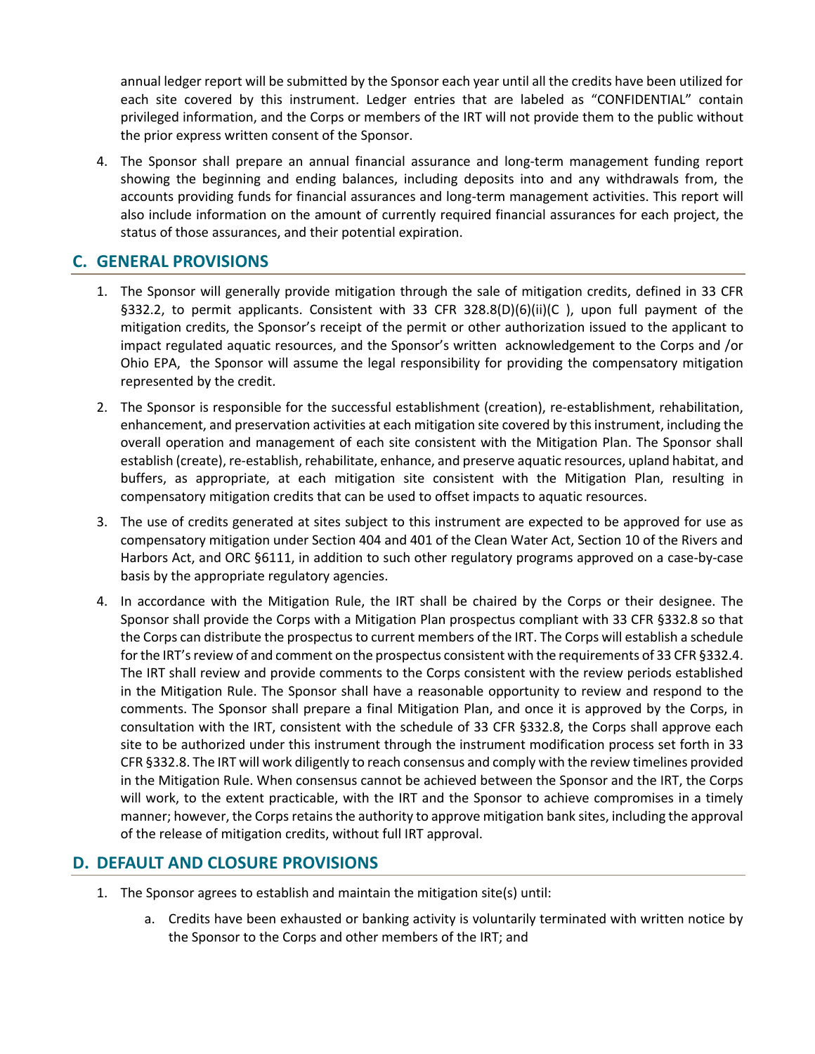annual ledger report will be submitted by the Sponsor each year until all the credits have been utilized for each site covered by this instrument. Ledger entries that are labeled as "CONFIDENTIAL" contain privileged information, and the Corps or members of the IRT will not provide them to the public without the prior express written consent of the Sponsor.

4. The Sponsor shall prepare an annual financial assurance and long-term management funding report showing the beginning and ending balances, including deposits into and any withdrawals from, the accounts providing funds for financial assurances and long-term management activities. This report will also include information on the amount of currently required financial assurances for each project, the status of those assurances, and their potential expiration.

## C. GENERAL PROVISIONS

1. The Sponsor will generally provide mitigation through the sale of mitigation credits, defined in 33 CFR §332.2, to permit applicants. Consistent with 33 CFR 328.8(D)(6)(ii)(C ), upon full payment of the mitigation credits, the Sponsor's receipt of the permit or other authorization issued to the applicant to impact regulated aquatic resources, and the Sponsor's written acknowledgement to the Corps and /or Ohio EPA, the Sponsor will assume the legal responsibility for providing the compensatory mitigation represented by the credit.
2. The Sponsor is responsible for the successful establishment (creation), re-establishment, rehabilitation, enhancement, and preservation activities at each mitigation site covered by this instrument, including the overall operation and management of each site consistent with the Mitigation Plan. The Sponsor shall establish (create), re-establish, rehabilitate, enhance, and preserve aquatic resources, upland habitat, and buffers, as appropriate, at each mitigation site consistent with the Mitigation Plan, resulting in compensatory mitigation credits that can be used to offset impacts to aquatic resources.
3. The use of credits generated at sites subject to this instrument are expected to be approved for use as compensatory mitigation under Section 404 and 401 of the Clean Water Act, Section 10 of the Rivers and Harbors Act, and ORC §6111, in addition to such other regulatory programs approved on a case-by-case basis by the appropriate regulatory agencies.
4. In accordance with the Mitigation Rule, the IRT shall be chaired by the Corps or their designee. The Sponsor shall provide the Corps with a Mitigation Plan prospectus compliant with 33 CFR §332.8 so that the Corps can distribute the prospectus to current members of the IRT. The Corps will establish a schedule for the IRT's review of and comment on the prospectus consistent with the requirements of 33 CFR §332.4. The IRT shall review and provide comments to the Corps consistent with the review periods established in the Mitigation Rule. The Sponsor shall have a reasonable opportunity to review and respond to the comments. The Sponsor shall prepare a final Mitigation Plan, and once it is approved by the Corps, in consultation with the IRT, consistent with the schedule of 33 CFR §332.8, the Corps shall approve each site to be authorized under this instrument through the instrument modification process set forth in 33 CFR §332.8. The IRT will work diligently to reach consensus and comply with the review timelines provided in the Mitigation Rule. When consensus cannot be achieved between the Sponsor and the IRT, the Corps will work, to the extent practicable, with the IRT and the Sponsor to achieve compromises in a timely manner; however, the Corps retains the authority to approve mitigation bank sites, including the approval of the release of mitigation credits, without full IRT approval.

## D. DEFAULT AND CLOSURE PROVISIONS

1. The Sponsor agrees to establish and maintain the mitigation site(s) until:
    a. Credits have been exhausted or banking activity is voluntarily terminated with written notice by the Sponsor to the Corps and other members of the IRT; and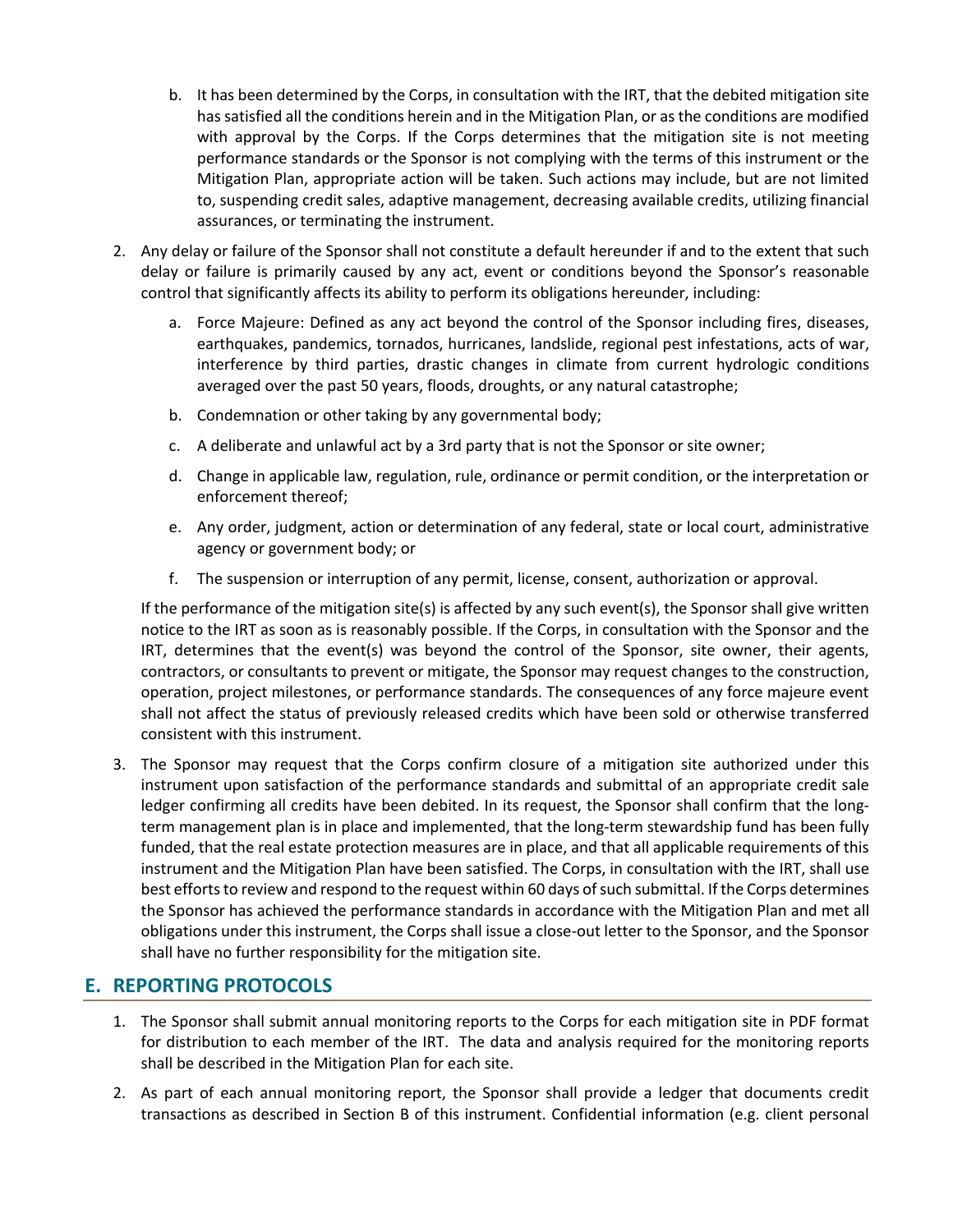b. It has been determined by the Corps, in consultation with the IRT, that the debited mitigation site has satisfied all the conditions herein and in the Mitigation Plan, or as the conditions are modified with approval by the Corps. If the Corps determines that the mitigation site is not meeting performance standards or the Sponsor is not complying with the terms of this instrument or the Mitigation Plan, appropriate action will be taken. Such actions may include, but are not limited to, suspending credit sales, adaptive management, decreasing available credits, utilizing financial assurances, or terminating the instrument.

2. Any delay or failure of the Sponsor shall not constitute a default hereunder if and to the extent that such delay or failure is primarily caused by any act, event or conditions beyond the Sponsor's reasonable control that significantly affects its ability to perform its obligations hereunder, including:

   a. Force Majeure: Defined as any act beyond the control of the Sponsor including fires, diseases, earthquakes, pandemics, tornados, hurricanes, landslide, regional pest infestations, acts of war, interference by third parties, drastic changes in climate from current hydrologic conditions averaged over the past 50 years, floods, droughts, or any natural catastrophe;

   b. Condemnation or other taking by any governmental body;

   c. A deliberate and unlawful act by a 3rd party that is not the Sponsor or site owner;

   d. Change in applicable law, regulation, rule, ordinance or permit condition, or the interpretation or enforcement thereof;

   e. Any order, judgment, action or determination of any federal, state or local court, administrative agency or government body; or

   f. The suspension or interruption of any permit, license, consent, authorization or approval.

   If the performance of the mitigation site(s) is affected by any such event(s), the Sponsor shall give written notice to the IRT as soon as is reasonably possible. If the Corps, in consultation with the Sponsor and the IRT, determines that the event(s) was beyond the control of the Sponsor, site owner, their agents, contractors, or consultants to prevent or mitigate, the Sponsor may request changes to the construction, operation, project milestones, or performance standards. The consequences of any force majeure event shall not affect the status of previously released credits which have been sold or otherwise transferred consistent with this instrument.

3. The Sponsor may request that the Corps confirm closure of a mitigation site authorized under this instrument upon satisfaction of the performance standards and submittal of an appropriate credit sale ledger confirming all credits have been debited. In its request, the Sponsor shall confirm that the long-term management plan is in place and implemented, that the long-term stewardship fund has been fully funded, that the real estate protection measures are in place, and that all applicable requirements of this instrument and the Mitigation Plan have been satisfied. The Corps, in consultation with the IRT, shall use best efforts to review and respond to the request within 60 days of such submittal. If the Corps determines the Sponsor has achieved the performance standards in accordance with the Mitigation Plan and met all obligations under this instrument, the Corps shall issue a close-out letter to the Sponsor, and the Sponsor shall have no further responsibility for the mitigation site.

## E. REPORTING PROTOCOLS

1. The Sponsor shall submit annual monitoring reports to the Corps for each mitigation site in PDF format for distribution to each member of the IRT. The data and analysis required for the monitoring reports shall be described in the Mitigation Plan for each site.

2. As part of each annual monitoring report, the Sponsor shall provide a ledger that documents credit transactions as described in Section B of this instrument. Confidential information (e.g. client personal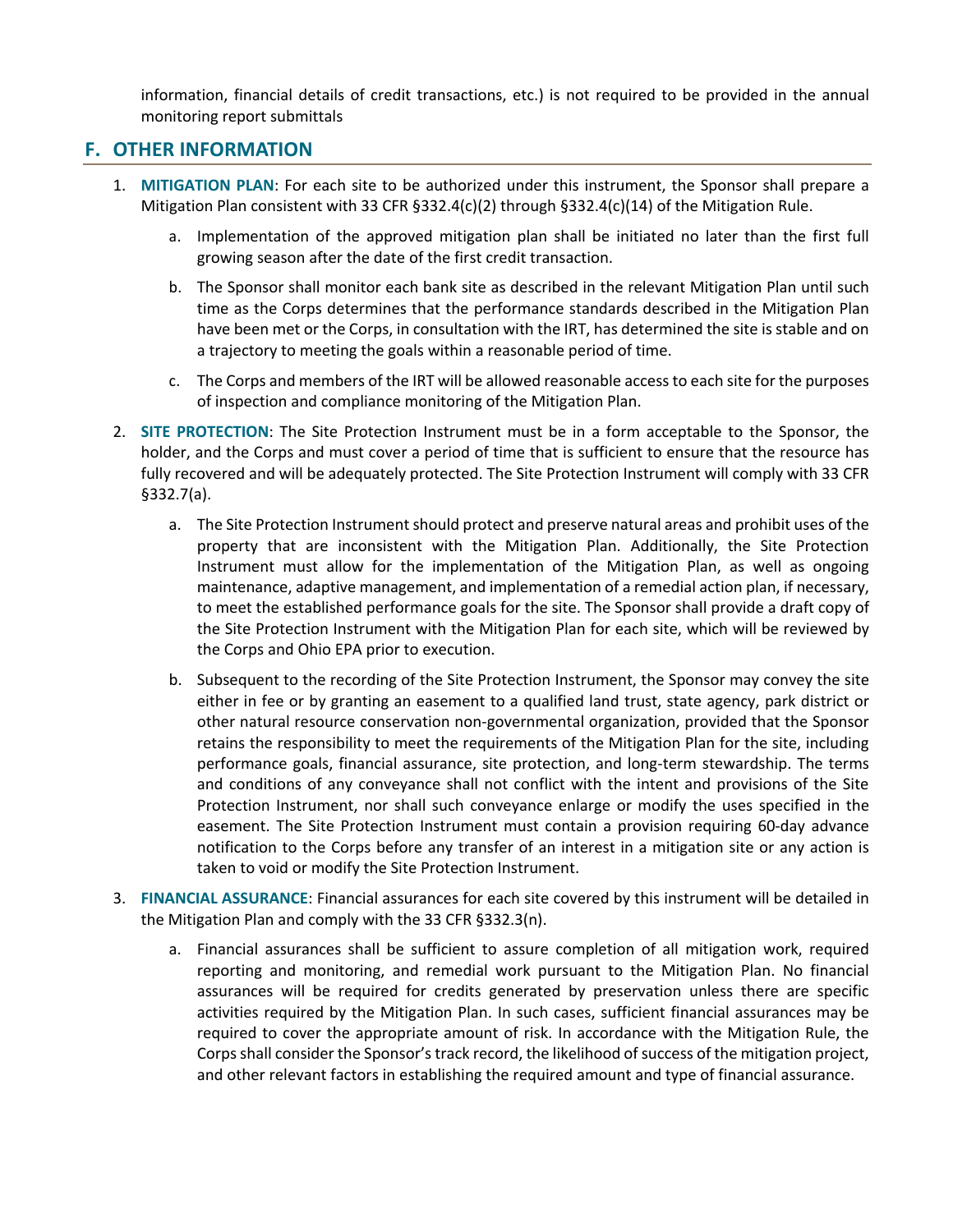information, financial details of credit transactions, etc.) is not required to be provided in the annual monitoring report submittals

## F. OTHER INFORMATION

1. **MITIGATION PLAN**: For each site to be authorized under this instrument, the Sponsor shall prepare a Mitigation Plan consistent with 33 CFR §332.4(c)(2) through §332.4(c)(14) of the Mitigation Rule.

    a. Implementation of the approved mitigation plan shall be initiated no later than the first full growing season after the date of the first credit transaction.

    b. The Sponsor shall monitor each bank site as described in the relevant Mitigation Plan until such time as the Corps determines that the performance standards described in the Mitigation Plan have been met or the Corps, in consultation with the IRT, has determined the site is stable and on a trajectory to meeting the goals within a reasonable period of time.

    c. The Corps and members of the IRT will be allowed reasonable access to each site for the purposes of inspection and compliance monitoring of the Mitigation Plan.

2. **SITE PROTECTION**: The Site Protection Instrument must be in a form acceptable to the Sponsor, the holder, and the Corps and must cover a period of time that is sufficient to ensure that the resource has fully recovered and will be adequately protected. The Site Protection Instrument will comply with 33 CFR §332.7(a).

    a. The Site Protection Instrument should protect and preserve natural areas and prohibit uses of the property that are inconsistent with the Mitigation Plan. Additionally, the Site Protection Instrument must allow for the implementation of the Mitigation Plan, as well as ongoing maintenance, adaptive management, and implementation of a remedial action plan, if necessary, to meet the established performance goals for the site. The Sponsor shall provide a draft copy of the Site Protection Instrument with the Mitigation Plan for each site, which will be reviewed by the Corps and Ohio EPA prior to execution.

    b. Subsequent to the recording of the Site Protection Instrument, the Sponsor may convey the site either in fee or by granting an easement to a qualified land trust, state agency, park district or other natural resource conservation non-governmental organization, provided that the Sponsor retains the responsibility to meet the requirements of the Mitigation Plan for the site, including performance goals, financial assurance, site protection, and long-term stewardship. The terms and conditions of any conveyance shall not conflict with the intent and provisions of the Site Protection Instrument, nor shall such conveyance enlarge or modify the uses specified in the easement. The Site Protection Instrument must contain a provision requiring 60-day advance notification to the Corps before any transfer of an interest in a mitigation site or any action is taken to void or modify the Site Protection Instrument.

3. **FINANCIAL ASSURANCE**: Financial assurances for each site covered by this instrument will be detailed in the Mitigation Plan and comply with the 33 CFR §332.3(n).

    a. Financial assurances shall be sufficient to assure completion of all mitigation work, required reporting and monitoring, and remedial work pursuant to the Mitigation Plan. No financial assurances will be required for credits generated by preservation unless there are specific activities required by the Mitigation Plan. In such cases, sufficient financial assurances may be required to cover the appropriate amount of risk. In accordance with the Mitigation Rule, the Corps shall consider the Sponsor's track record, the likelihood of success of the mitigation project, and other relevant factors in establishing the required amount and type of financial assurance.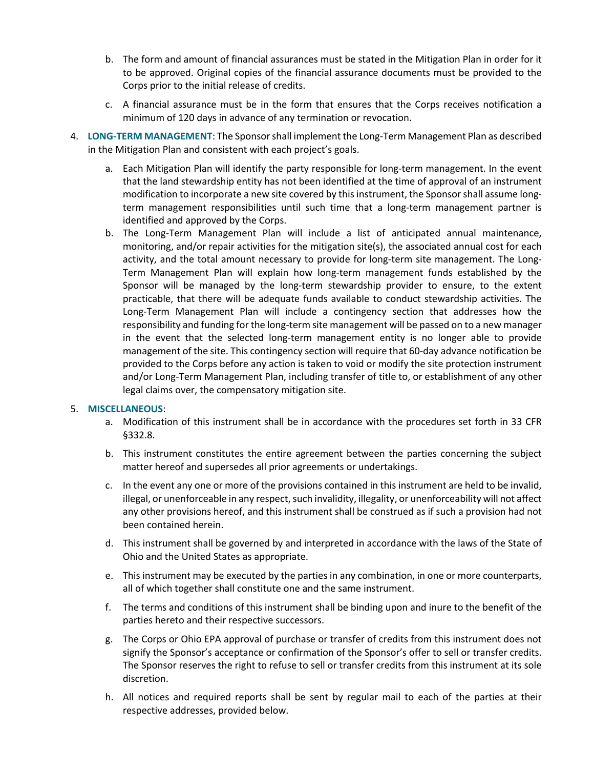b. The form and amount of financial assurances must be stated in the Mitigation Plan in order for it to be approved. Original copies of the financial assurance documents must be provided to the Corps prior to the initial release of credits.

c. A financial assurance must be in the form that ensures that the Corps receives notification a minimum of 120 days in advance of any termination or revocation.

4. **LONG-TERM MANAGEMENT**: The Sponsor shall implement the Long-Term Management Plan as described in the Mitigation Plan and consistent with each project's goals.

   a. Each Mitigation Plan will identify the party responsible for long-term management. In the event that the land stewardship entity has not been identified at the time of approval of an instrument modification to incorporate a new site covered by this instrument, the Sponsor shall assume long-term management responsibilities until such time that a long-term management partner is identified and approved by the Corps.

   b. The Long-Term Management Plan will include a list of anticipated annual maintenance, monitoring, and/or repair activities for the mitigation site(s), the associated annual cost for each activity, and the total amount necessary to provide for long-term site management. The Long-Term Management Plan will explain how long-term management funds established by the Sponsor will be managed by the long-term stewardship provider to ensure, to the extent practicable, that there will be adequate funds available to conduct stewardship activities. The Long-Term Management Plan will include a contingency section that addresses how the responsibility and funding for the long-term site management will be passed on to a new manager in the event that the selected long-term management entity is no longer able to provide management of the site. This contingency section will require that 60-day advance notification be provided to the Corps before any action is taken to void or modify the site protection instrument and/or Long-Term Management Plan, including transfer of title to, or establishment of any other legal claims over, the compensatory mitigation site.

5. **MISCELLANEOUS**:

   a. Modification of this instrument shall be in accordance with the procedures set forth in 33 CFR §332.8.

   b. This instrument constitutes the entire agreement between the parties concerning the subject matter hereof and supersedes all prior agreements or undertakings.

   c. In the event any one or more of the provisions contained in this instrument are held to be invalid, illegal, or unenforceable in any respect, such invalidity, illegality, or unenforceability will not affect any other provisions hereof, and this instrument shall be construed as if such a provision had not been contained herein.

   d. This instrument shall be governed by and interpreted in accordance with the laws of the State of Ohio and the United States as appropriate.

   e. This instrument may be executed by the parties in any combination, in one or more counterparts, all of which together shall constitute one and the same instrument.

   f. The terms and conditions of this instrument shall be binding upon and inure to the benefit of the parties hereto and their respective successors.

   g. The Corps or Ohio EPA approval of purchase or transfer of credits from this instrument does not signify the Sponsor's acceptance or confirmation of the Sponsor's offer to sell or transfer credits. The Sponsor reserves the right to refuse to sell or transfer credits from this instrument at its sole discretion.

   h. All notices and required reports shall be sent by regular mail to each of the parties at their respective addresses, provided below.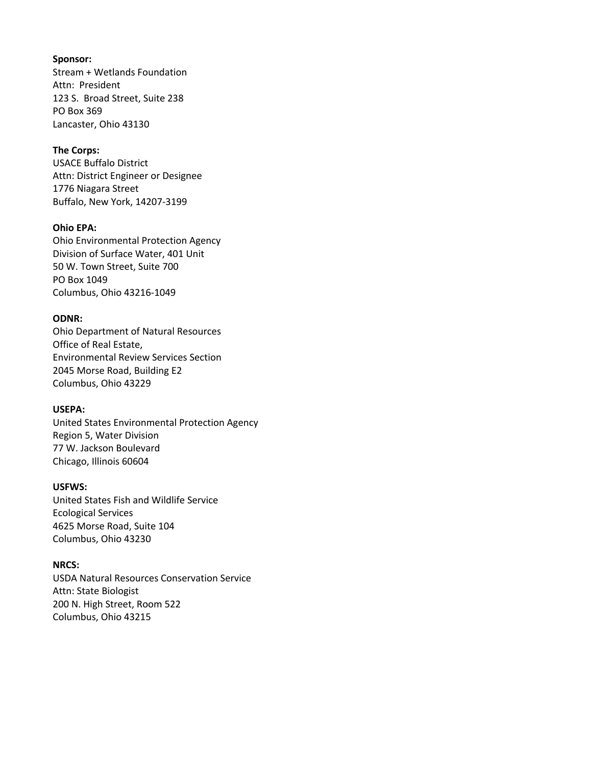**Sponsor:**
Stream + Wetlands Foundation
Attn:  President
123 S.  Broad Street, Suite 238
PO Box 369
Lancaster, Ohio 43130

**The Corps:**
USACE Buffalo District
Attn: District Engineer or Designee
1776 Niagara Street
Buffalo, New York, 14207-3199

**Ohio EPA:**
Ohio Environmental Protection Agency
Division of Surface Water, 401 Unit
50 W. Town Street, Suite 700
PO Box 1049
Columbus, Ohio 43216-1049

**ODNR:**
Ohio Department of Natural Resources
Office of Real Estate,
Environmental Review Services Section
2045 Morse Road, Building E2
Columbus, Ohio 43229

**USEPA:**
United States Environmental Protection Agency
Region 5, Water Division
77 W. Jackson Boulevard
Chicago, Illinois 60604

**USFWS:**
United States Fish and Wildlife Service
Ecological Services
4625 Morse Road, Suite 104
Columbus, Ohio 43230

**NRCS:**
USDA Natural Resources Conservation Service
Attn: State Biologist
200 N. High Street, Room 522
Columbus, Ohio 43215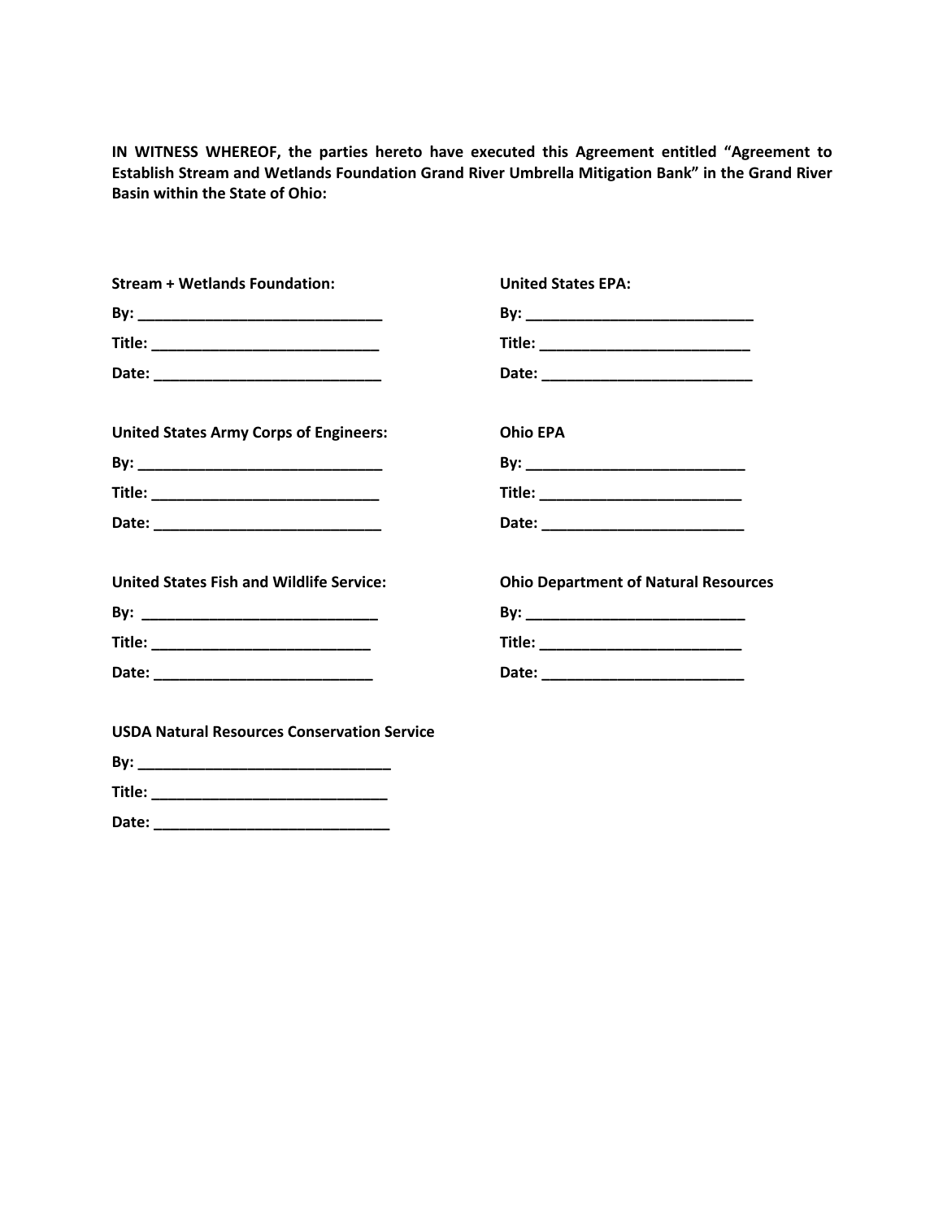**IN WITNESS WHEREOF, the parties hereto have executed this Agreement entitled “Agreement to Establish Stream and Wetlands Foundation Grand River Umbrella Mitigation Bank” in the Grand River Basin within the State of Ohio:**

**Stream + Wetlands Foundation:**

**By: ______________________________**

**Title: ____________________________**

**Date: ____________________________**

**United States EPA:**

**By: ____________________________**

**Title: __________________________**

**Date: __________________________**

**United States Army Corps of Engineers:**

**By: ______________________________**

**Title: ____________________________**

**Date: ____________________________**

**Ohio EPA**

**By: ___________________________**

**Title: _________________________**

**Date: _________________________**

**United States Fish and Wildlife Service:**

**By: _____________________________**

**Title: ___________________________**

**Date: ___________________________**

**Ohio Department of Natural Resources**

**By: ___________________________**

**Title: _________________________**

**Date: _________________________**

**USDA Natural Resources Conservation Service**

**By: _______________________________**

**Title: _____________________________**

**Date: _____________________________**